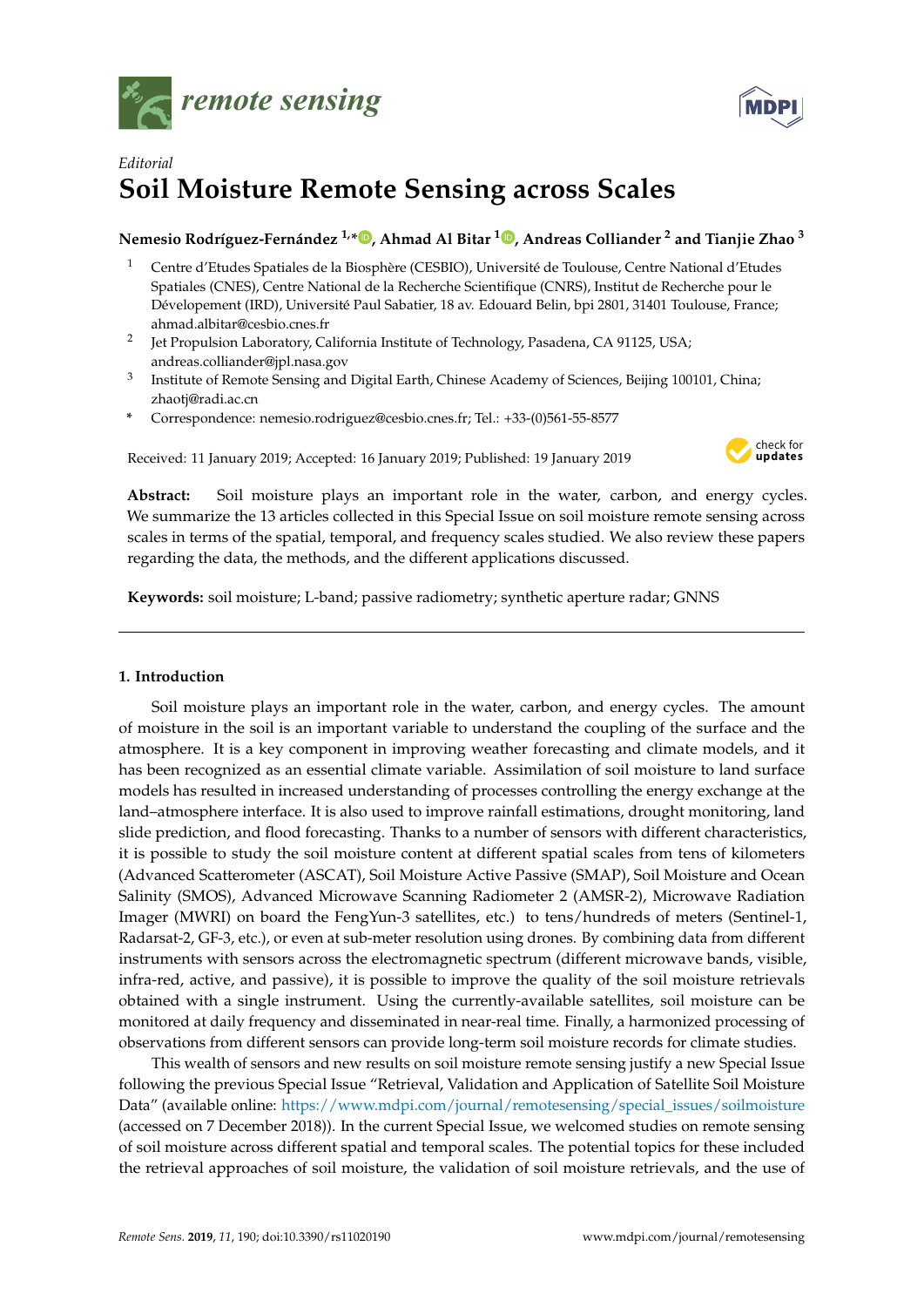*remote sensing*

*Editorial*

# Soil Moisture Remote Sensing across Scales

**Nemesio Rodríguez-Fernández [1,*], Ahmad Al Bitar [1], Andreas Colliander [2] and Tianjie Zhao [3]**

[1] Centre d'Etudes Spatiales de la Biosphère (CESBIO), Université de Toulouse, Centre National d'Etudes Spatiales (CNES), Centre National de la Recherche Scientifique (CNRS), Institut de Recherche pour le Dévelopement (IRD), Université Paul Sabatier, 18 av. Edouard Belin, bpi 2801, 31401 Toulouse, France; ahmad.albitar@cesbio.cnes.fr

[2] Jet Propulsion Laboratory, California Institute of Technology, Pasadena, CA 91125, USA; andreas.colliander@jpl.nasa.gov

[3] Institute of Remote Sensing and Digital Earth, Chinese Academy of Sciences, Beijing 100101, China; zhaotj@radi.ac.cn

[*] Correspondence: nemesio.rodriguez@cesbio.cnes.fr; Tel.: +33-(0)561-55-8577

Received: 11 January 2019; Accepted: 16 January 2019; Published: 19 January 2019

**Abstract:** Soil moisture plays an important role in the water, carbon, and energy cycles. We summarize the 13 articles collected in this Special Issue on soil moisture remote sensing across scales in terms of the spatial, temporal, and frequency scales studied. We also review these papers regarding the data, the methods, and the different applications discussed.

**Keywords:** soil moisture; L-band; passive radiometry; synthetic aperture radar; GNNS

---

## 1. Introduction

Soil moisture plays an important role in the water, carbon, and energy cycles. The amount of moisture in the soil is an important variable to understand the coupling of the surface and the atmosphere. It is a key component in improving weather forecasting and climate models, and it has been recognized as an essential climate variable. Assimilation of soil moisture to land surface models has resulted in increased understanding of processes controlling the energy exchange at the land–atmosphere interface. It is also used to improve rainfall estimations, drought monitoring, land slide prediction, and flood forecasting. Thanks to a number of sensors with different characteristics, it is possible to study the soil moisture content at different spatial scales from tens of kilometers (Advanced Scatterometer (ASCAT), Soil Moisture Active Passive (SMAP), Soil Moisture and Ocean Salinity (SMOS), Advanced Microwave Scanning Radiometer 2 (AMSR-2), Microwave Radiation Imager (MWRI) on board the FengYun-3 satellites, etc.) to tens/hundreds of meters (Sentinel-1, Radarsat-2, GF-3, etc.), or even at sub-meter resolution using drones. By combining data from different instruments with sensors across the electromagnetic spectrum (different microwave bands, visible, infra-red, active, and passive), it is possible to improve the quality of the soil moisture retrievals obtained with a single instrument. Using the currently-available satellites, soil moisture can be monitored at daily frequency and disseminated in near-real time. Finally, a harmonized processing of observations from different sensors can provide long-term soil moisture records for climate studies.

This wealth of sensors and new results on soil moisture remote sensing justify a new Special Issue following the previous Special Issue "Retrieval, Validation and Application of Satellite Soil Moisture Data" (available online: https://www.mdpi.com/journal/remotesensing/special_issues/soilmoisture (accessed on 7 December 2018)). In the current Special Issue, we welcomed studies on remote sensing of soil moisture across different spatial and temporal scales. The potential topics for these included the retrieval approaches of soil moisture, the validation of soil moisture retrievals, and the use of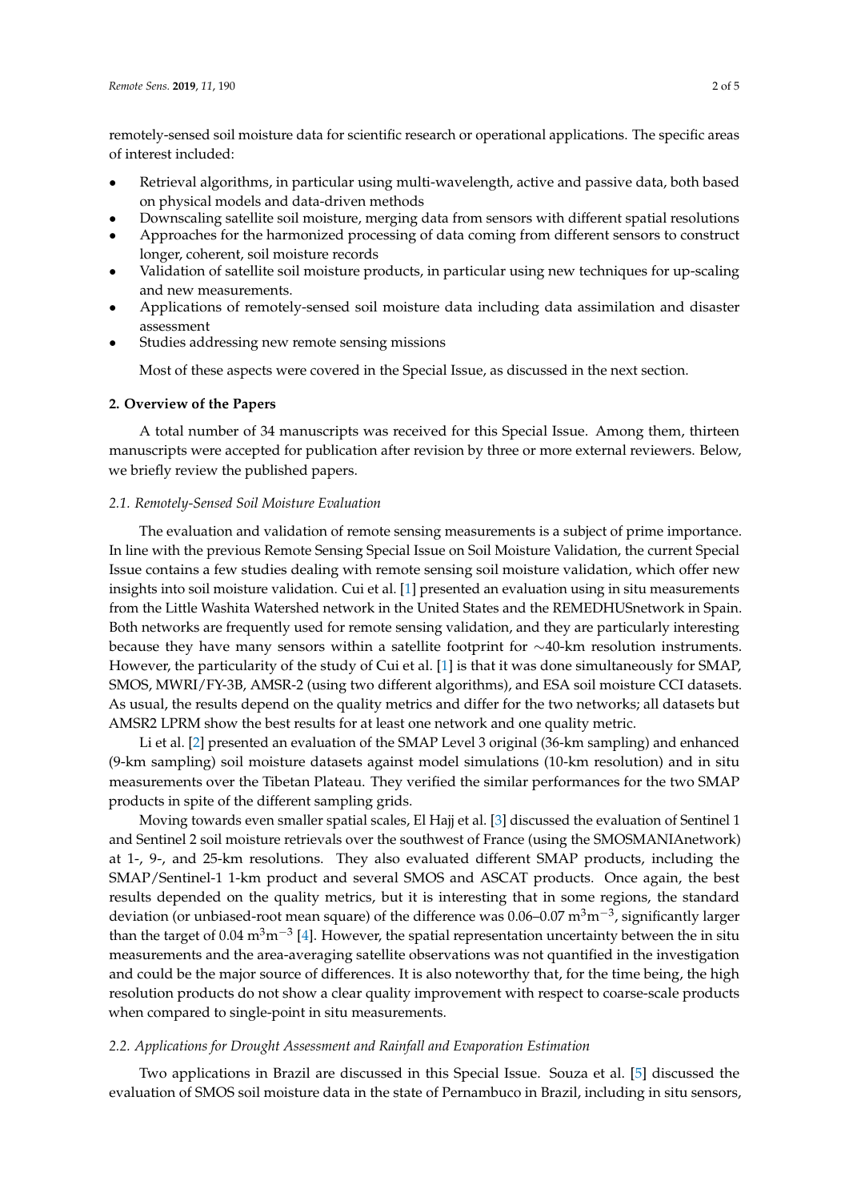remotely-sensed soil moisture data for scientific research or operational applications. The specific areas of interest included:

- Retrieval algorithms, in particular using multi-wavelength, active and passive data, both based on physical models and data-driven methods
- Downscaling satellite soil moisture, merging data from sensors with different spatial resolutions
- Approaches for the harmonized processing of data coming from different sensors to construct longer, coherent, soil moisture records
- Validation of satellite soil moisture products, in particular using new techniques for up-scaling and new measurements.
- Applications of remotely-sensed soil moisture data including data assimilation and disaster assessment
- Studies addressing new remote sensing missions

Most of these aspects were covered in the Special Issue, as discussed in the next section.

## 2. Overview of the Papers

A total number of 34 manuscripts was received for this Special Issue. Among them, thirteen manuscripts were accepted for publication after revision by three or more external reviewers. Below, we briefly review the published papers.

### 2.1. Remotely-Sensed Soil Moisture Evaluation

The evaluation and validation of remote sensing measurements is a subject of prime importance. In line with the previous Remote Sensing Special Issue on Soil Moisture Validation, the current Special Issue contains a few studies dealing with remote sensing soil moisture validation, which offer new insights into soil moisture validation. Cui et al. [1] presented an evaluation using in situ measurements from the Little Washita Watershed network in the United States and the REMEDHUSnetwork in Spain. Both networks are frequently used for remote sensing validation, and they are particularly interesting because they have many sensors within a satellite footprint for ∼40-km resolution instruments. However, the particularity of the study of Cui et al. [1] is that it was done simultaneously for SMAP, SMOS, MWRI/FY-3B, AMSR-2 (using two different algorithms), and ESA soil moisture CCI datasets. As usual, the results depend on the quality metrics and differ for the two networks; all datasets but AMSR2 LPRM show the best results for at least one network and one quality metric.

Li et al. [2] presented an evaluation of the SMAP Level 3 original (36-km sampling) and enhanced (9-km sampling) soil moisture datasets against model simulations (10-km resolution) and in situ measurements over the Tibetan Plateau. They verified the similar performances for the two SMAP products in spite of the different sampling grids.

Moving towards even smaller spatial scales, El Hajj et al. [3] discussed the evaluation of Sentinel 1 and Sentinel 2 soil moisture retrievals over the southwest of France (using the SMOSMANIAnetwork) at 1-, 9-, and 25-km resolutions. They also evaluated different SMAP products, including the SMAP/Sentinel-1 1-km product and several SMOS and ASCAT products. Once again, the best results depended on the quality metrics, but it is interesting that in some regions, the standard deviation (or unbiased-root mean square) of the difference was 0.06–0.07 $m^3m^{-3}$, significantly larger than the target of 0.04 $m^3m^{-3}$ [4]. However, the spatial representation uncertainty between the in situ measurements and the area-averaging satellite observations was not quantified in the investigation and could be the major source of differences. It is also noteworthy that, for the time being, the high resolution products do not show a clear quality improvement with respect to coarse-scale products when compared to single-point in situ measurements.

### 2.2. Applications for Drought Assessment and Rainfall and Evaporation Estimation

Two applications in Brazil are discussed in this Special Issue. Souza et al. [5] discussed the evaluation of SMOS soil moisture data in the state of Pernambuco in Brazil, including in situ sensors,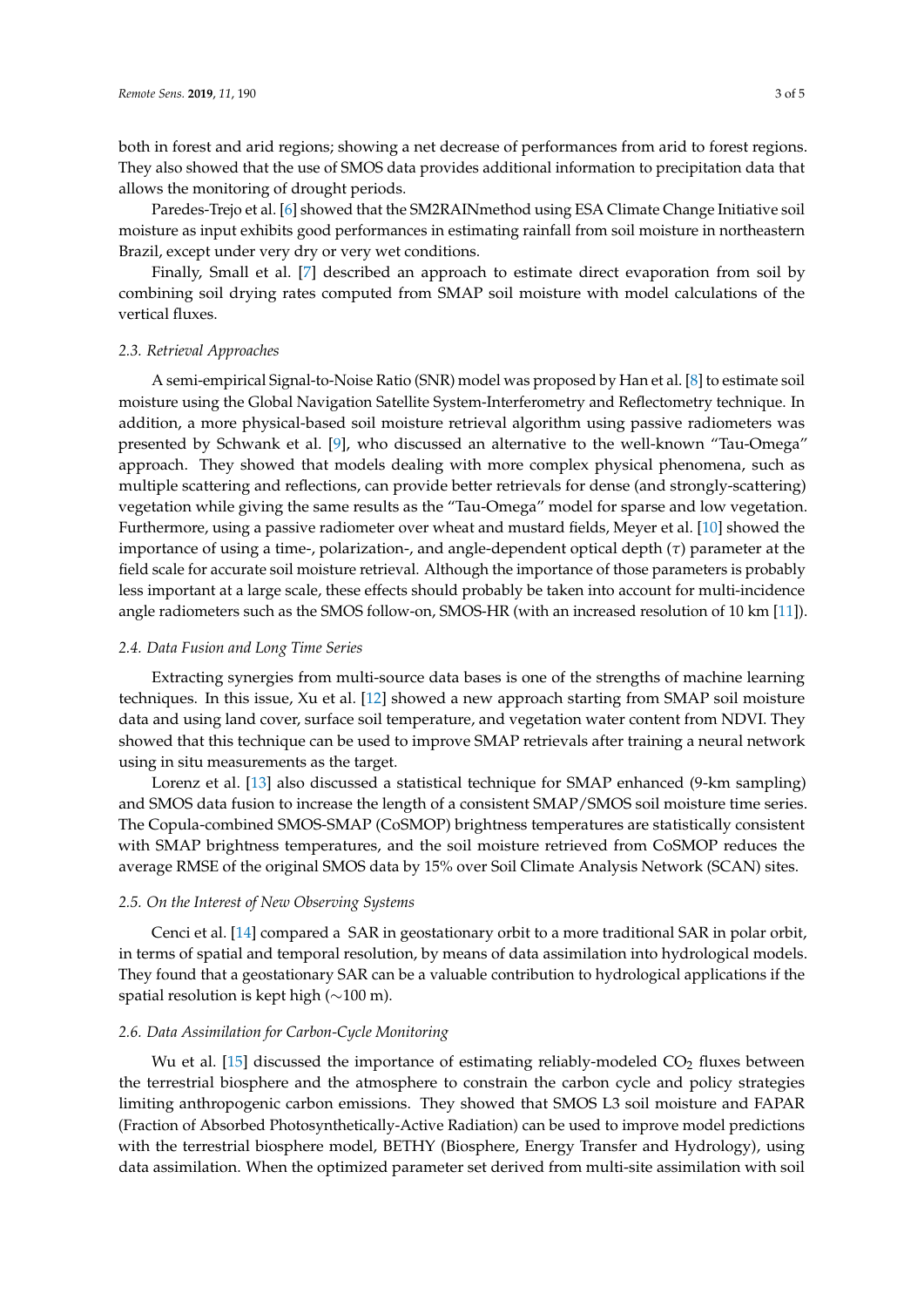both in forest and arid regions; showing a net decrease of performances from arid to forest regions. They also showed that the use of SMOS data provides additional information to precipitation data that allows the monitoring of drought periods.

Paredes-Trejo et al. [6] showed that the SM2RAINmethod using ESA Climate Change Initiative soil moisture as input exhibits good performances in estimating rainfall from soil moisture in northeastern Brazil, except under very dry or very wet conditions.

Finally, Small et al. [7] described an approach to estimate direct evaporation from soil by combining soil drying rates computed from SMAP soil moisture with model calculations of the vertical fluxes.

### 2.3. Retrieval Approaches

A semi-empirical Signal-to-Noise Ratio (SNR) model was proposed by Han et al. [8] to estimate soil moisture using the Global Navigation Satellite System-Interferometry and Reflectometry technique. In addition, a more physical-based soil moisture retrieval algorithm using passive radiometers was presented by Schwank et al. [9], who discussed an alternative to the well-known "Tau-Omega" approach. They showed that models dealing with more complex physical phenomena, such as multiple scattering and reflections, can provide better retrievals for dense (and strongly-scattering) vegetation while giving the same results as the "Tau-Omega" model for sparse and low vegetation. Furthermore, using a passive radiometer over wheat and mustard fields, Meyer et al. [10] showed the importance of using a time-, polarization-, and angle-dependent optical depth ($\tau$) parameter at the field scale for accurate soil moisture retrieval. Although the importance of those parameters is probably less important at a large scale, these effects should probably be taken into account for multi-incidence angle radiometers such as the SMOS follow-on, SMOS-HR (with an increased resolution of 10 km [11]).

### 2.4. Data Fusion and Long Time Series

Extracting synergies from multi-source data bases is one of the strengths of machine learning techniques. In this issue, Xu et al. [12] showed a new approach starting from SMAP soil moisture data and using land cover, surface soil temperature, and vegetation water content from NDVI. They showed that this technique can be used to improve SMAP retrievals after training a neural network using in situ measurements as the target.

Lorenz et al. [13] also discussed a statistical technique for SMAP enhanced (9-km sampling) and SMOS data fusion to increase the length of a consistent SMAP/SMOS soil moisture time series. The Copula-combined SMOS-SMAP (CoSMOP) brightness temperatures are statistically consistent with SMAP brightness temperatures, and the soil moisture retrieved from CoSMOP reduces the average RMSE of the original SMOS data by 15% over Soil Climate Analysis Network (SCAN) sites.

### 2.5. On the Interest of New Observing Systems

Cenci et al. [14] compared a SAR in geostationary orbit to a more traditional SAR in polar orbit, in terms of spatial and temporal resolution, by means of data assimilation into hydrological models. They found that a geostationary SAR can be a valuable contribution to hydrological applications if the spatial resolution is kept high ($\sim$100 m).

### 2.6. Data Assimilation for Carbon-Cycle Monitoring

Wu et al. [15] discussed the importance of estimating reliably-modeled $CO_2$ fluxes between the terrestrial biosphere and the atmosphere to constrain the carbon cycle and policy strategies limiting anthropogenic carbon emissions. They showed that SMOS L3 soil moisture and FAPAR (Fraction of Absorbed Photosynthetically-Active Radiation) can be used to improve model predictions with the terrestrial biosphere model, BETHY (Biosphere, Energy Transfer and Hydrology), using data assimilation. When the optimized parameter set derived from multi-site assimilation with soil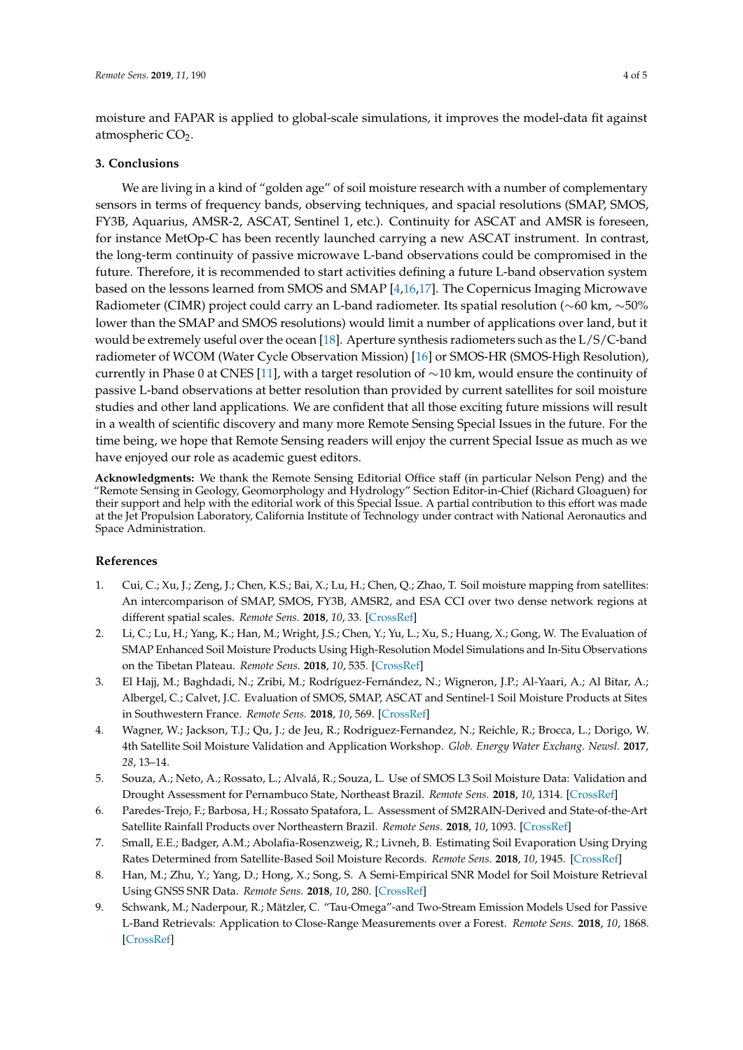moisture and FAPAR is applied to global-scale simulations, it improves the model-data fit against atmospheric $CO_2$.

## 3. Conclusions

We are living in a kind of "golden age" of soil moisture research with a number of complementary sensors in terms of frequency bands, observing techniques, and spacial resolutions (SMAP, SMOS, FY3B, Aquarius, AMSR-2, ASCAT, Sentinel 1, etc.). Continuity for ASCAT and AMSR is foreseen, for instance MetOp-C has been recently launched carrying a new ASCAT instrument. In contrast, the long-term continuity of passive microwave L-band observations could be compromised in the future. Therefore, it is recommended to start activities defining a future L-band observation system based on the lessons learned from SMOS and SMAP [4,16,17]. The Copernicus Imaging Microwave Radiometer (CIMR) project could carry an L-band radiometer. Its spatial resolution (~60 km, ~50% lower than the SMAP and SMOS resolutions) would limit a number of applications over land, but it would be extremely useful over the ocean [18]. Aperture synthesis radiometers such as the L/S/C-band radiometer of WCOM (Water Cycle Observation Mission) [16] or SMOS-HR (SMOS-High Resolution), currently in Phase 0 at CNES [11], with a target resolution of ~10 km, would ensure the continuity of passive L-band observations at better resolution than provided by current satellites for soil moisture studies and other land applications. We are confident that all those exciting future missions will result in a wealth of scientific discovery and many more Remote Sensing Special Issues in the future. For the time being, we hope that Remote Sensing readers will enjoy the current Special Issue as much as we have enjoyed our role as academic guest editors.

**Acknowledgments:** We thank the Remote Sensing Editorial Office staff (in particular Nelson Peng) and the "Remote Sensing in Geology, Geomorphology and Hydrology" Section Editor-in-Chief (Richard Gloaguen) for their support and help with the editorial work of this Special Issue. A partial contribution to this effort was made at the Jet Propulsion Laboratory, California Institute of Technology under contract with National Aeronautics and Space Administration.

## References

1. Cui, C.; Xu, J.; Zeng, J.; Chen, K.S.; Bai, X.; Lu, H.; Chen, Q.; Zhao, T. Soil moisture mapping from satellites: An intercomparison of SMAP, SMOS, FY3B, AMSR2, and ESA CCI over two dense network regions at different spatial scales. *Remote Sens.* **2018**, *10*, 33. [CrossRef]
2. Li, C.; Lu, H.; Yang, K.; Han, M.; Wright, J.S.; Chen, Y.; Yu, L.; Xu, S.; Huang, X.; Gong, W. The Evaluation of SMAP Enhanced Soil Moisture Products Using High-Resolution Model Simulations and In-Situ Observations on the Tibetan Plateau. *Remote Sens.* **2018**, *10*, 535. [CrossRef]
3. El Hajj, M.; Baghdadi, N.; Zribi, M.; Rodríguez-Fernández, N.; Wigneron, J.P.; Al-Yaari, A.; Al Bitar, A.; Albergel, C.; Calvet, J.C. Evaluation of SMOS, SMAP, ASCAT and Sentinel-1 Soil Moisture Products at Sites in Southwestern France. *Remote Sens.* **2018**, *10*, 569. [CrossRef]
4. Wagner, W.; Jackson, T.J.; Qu, J.; de Jeu, R.; Rodriguez-Fernandez, N.; Reichle, R.; Brocca, L.; Dorigo, W. 4th Satellite Soil Moisture Validation and Application Workshop. *Glob. Energy Water Exchang. Newsl.* **2017**, *28*, 13–14.
5. Souza, A.; Neto, A.; Rossato, L.; Alvalá, R.; Souza, L. Use of SMOS L3 Soil Moisture Data: Validation and Drought Assessment for Pernambuco State, Northeast Brazil. *Remote Sens.* **2018**, *10*, 1314. [CrossRef]
6. Paredes-Trejo, F.; Barbosa, H.; Rossato Spatafora, L. Assessment of SM2RAIN-Derived and State-of-the-Art Satellite Rainfall Products over Northeastern Brazil. *Remote Sens.* **2018**, *10*, 1093. [CrossRef]
7. Small, E.E.; Badger, A.M.; Abolafia-Rosenzweig, R.; Livneh, B. Estimating Soil Evaporation Using Drying Rates Determined from Satellite-Based Soil Moisture Records. *Remote Sens.* **2018**, *10*, 1945. [CrossRef]
8. Han, M.; Zhu, Y.; Yang, D.; Hong, X.; Song, S. A Semi-Empirical SNR Model for Soil Moisture Retrieval Using GNSS SNR Data. *Remote Sens.* **2018**, *10*, 280. [CrossRef]
9. Schwank, M.; Naderpour, R.; Mätzler, C. "Tau-Omega"-and Two-Stream Emission Models Used for Passive L-Band Retrievals: Application to Close-Range Measurements over a Forest. *Remote Sens.* **2018**, *10*, 1868. [CrossRef]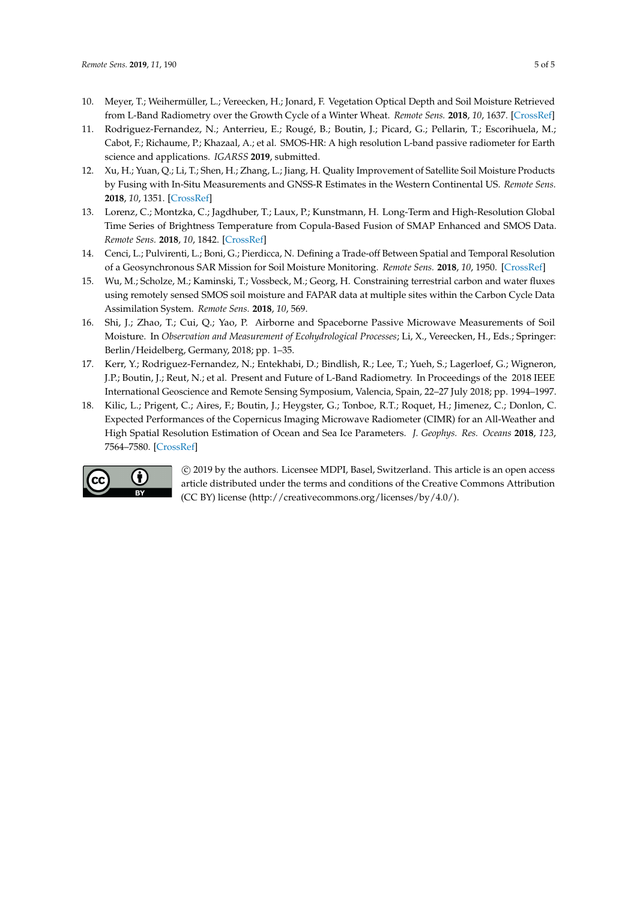10. Meyer, T.; Weihermüller, L.; Vereecken, H.; Jonard, F. Vegetation Optical Depth and Soil Moisture Retrieved from L-Band Radiometry over the Growth Cycle of a Winter Wheat. *Remote Sens.* **2018**, *10*, 1637. [CrossRef]
11. Rodriguez-Fernandez, N.; Anterrieu, E.; Rougé, B.; Boutin, J.; Picard, G.; Pellarin, T.; Escorihuela, M.; Cabot, F.; Richaume, P.; Khazaal, A.; et al. SMOS-HR: A high resolution L-band passive radiometer for Earth science and applications. *IGARSS* **2019**, submitted.
12. Xu, H.; Yuan, Q.; Li, T.; Shen, H.; Zhang, L.; Jiang, H. Quality Improvement of Satellite Soil Moisture Products by Fusing with In-Situ Measurements and GNSS-R Estimates in the Western Continental US. *Remote Sens.* **2018**, *10*, 1351. [CrossRef]
13. Lorenz, C.; Montzka, C.; Jagdhuber, T.; Laux, P.; Kunstmann, H. Long-Term and High-Resolution Global Time Series of Brightness Temperature from Copula-Based Fusion of SMAP Enhanced and SMOS Data. *Remote Sens.* **2018**, *10*, 1842. [CrossRef]
14. Cenci, L.; Pulvirenti, L.; Boni, G.; Pierdicca, N. Defining a Trade-off Between Spatial and Temporal Resolution of a Geosynchronous SAR Mission for Soil Moisture Monitoring. *Remote Sens.* **2018**, *10*, 1950. [CrossRef]
15. Wu, M.; Scholze, M.; Kaminski, T.; Vossbeck, M.; Georg, H. Constraining terrestrial carbon and water fluxes using remotely sensed SMOS soil moisture and FAPAR data at multiple sites within the Carbon Cycle Data Assimilation System. *Remote Sens.* **2018**, *10*, 569.
16. Shi, J.; Zhao, T.; Cui, Q.; Yao, P. Airborne and Spaceborne Passive Microwave Measurements of Soil Moisture. In *Observation and Measurement of Ecohydrological Processes*; Li, X., Vereecken, H., Eds.; Springer: Berlin/Heidelberg, Germany, 2018; pp. 1–35.
17. Kerr, Y.; Rodriguez-Fernandez, N.; Entekhabi, D.; Bindlish, R.; Lee, T.; Yueh, S.; Lagerloef, G.; Wigneron, J.P.; Boutin, J.; Reut, N.; et al. Present and Future of L-Band Radiometry. In Proceedings of the 2018 IEEE International Geoscience and Remote Sensing Symposium, Valencia, Spain, 22–27 July 2018; pp. 1994–1997.
18. Kilic, L.; Prigent, C.; Aires, F.; Boutin, J.; Heygster, G.; Tonboe, R.T.; Roquet, H.; Jimenez, C.; Donlon, C. Expected Performances of the Copernicus Imaging Microwave Radiometer (CIMR) for an All-Weather and High Spatial Resolution Estimation of Ocean and Sea Ice Parameters. *J. Geophys. Res. Oceans* **2018**, *123*, 7564–7580. [CrossRef]

© 2019 by the authors. Licensee MDPI, Basel, Switzerland. This article is an open access article distributed under the terms and conditions of the Creative Commons Attribution (CC BY) license (http://creativecommons.org/licenses/by/4.0/).